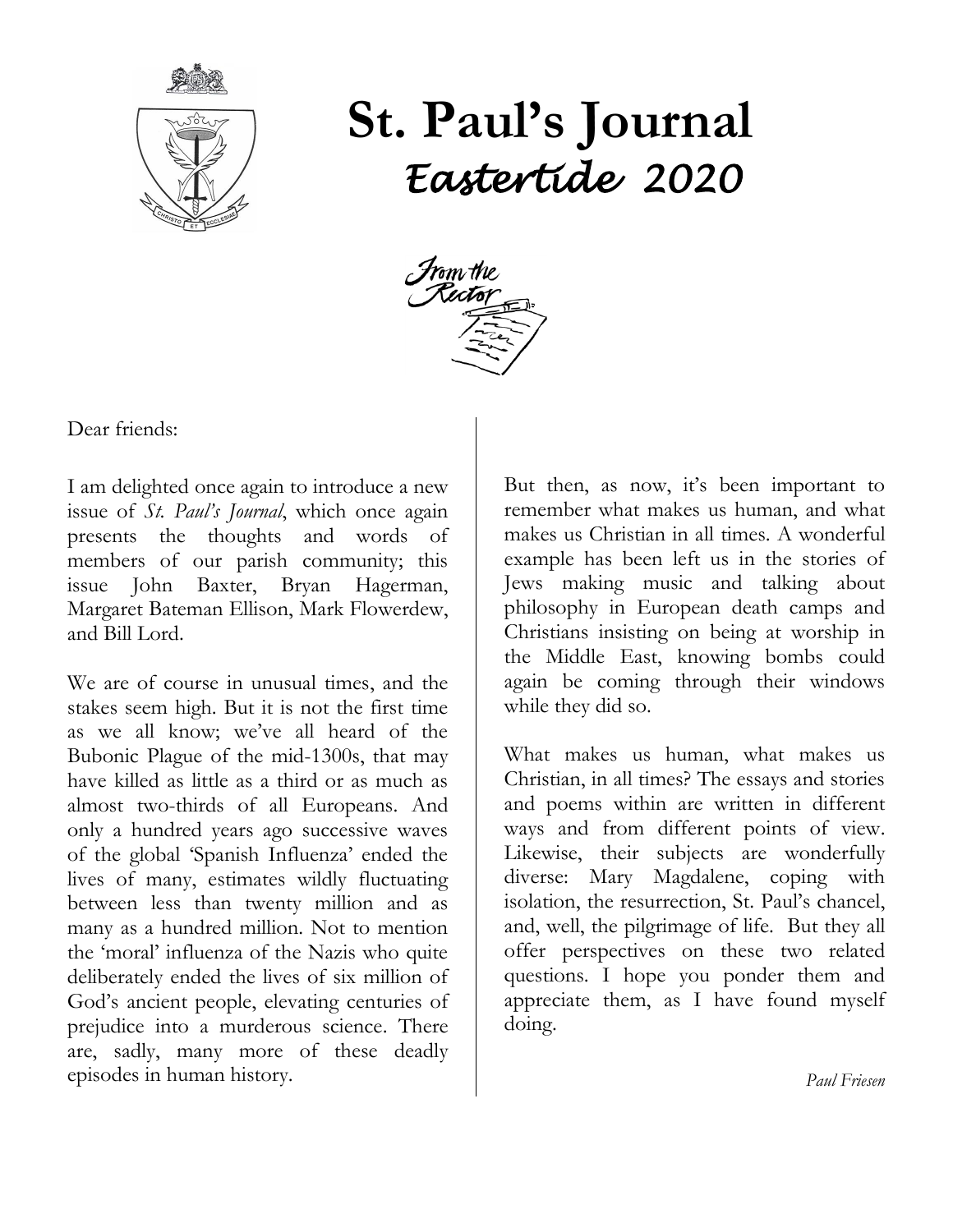# St. Paul's Journal

## *Eastertide 2020*

### From the Rector

Dear friends:

I am delighted once again to introduce a new issue of *St. Paul's Journal*, which once again presents the thoughts and words of members of our parish community; this issue John Baxter, Bryan Hagerman, Margaret Bateman Ellison, Mark Flowerdew, and Bill Lord.

We are of course in unusual times, and the stakes seem high. But it is not the first time as we all know; we've all heard of the Bubonic Plague of the mid-1300s, that may have killed as little as a third or as much as almost two-thirds of all Europeans. And only a hundred years ago successive waves of the global 'Spanish Influenza' ended the lives of many, estimates wildly fluctuating between less than twenty million and as many as a hundred million. Not to mention the 'moral' influenza of the Nazis who quite deliberately ended the lives of six million of God's ancient people, elevating centuries of prejudice into a murderous science. There are, sadly, many more of these deadly episodes in human history.

But then, as now, it's been important to remember what makes us human, and what makes us Christian in all times. A wonderful example has been left us in the stories of Jews making music and talking about philosophy in European death camps and Christians insisting on being at worship in the Middle East, knowing bombs could again be coming through their windows while they did so.

What makes us human, what makes us Christian, in all times? The essays and stories and poems within are written in different ways and from different points of view. Likewise, their subjects are wonderfully diverse: Mary Magdalene, coping with isolation, the resurrection, St. Paul's chancel, and, well, the pilgrimage of life. But they all offer perspectives on these two related questions. I hope you ponder them and appreciate them, as I have found myself doing.

*Paul Friesen*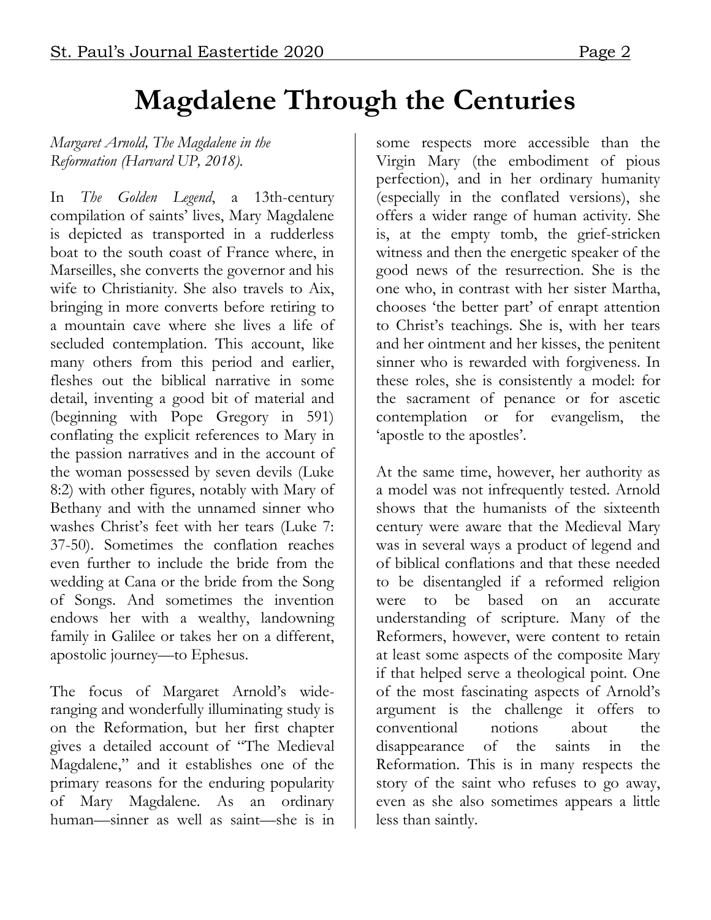# Magdalene Through the Centuries

*Margaret Arnold, The Magdalene in the Reformation (Harvard UP, 2018).*

In *The Golden Legend*, a 13th-century compilation of saints' lives, Mary Magdalene is depicted as transported in a rudderless boat to the south coast of France where, in Marseilles, she converts the governor and his wife to Christianity. She also travels to Aix, bringing in more converts before retiring to a mountain cave where she lives a life of secluded contemplation. This account, like many others from this period and earlier, fleshes out the biblical narrative in some detail, inventing a good bit of material and (beginning with Pope Gregory in 591) conflating the explicit references to Mary in the passion narratives and in the account of the woman possessed by seven devils (Luke 8:2) with other figures, notably with Mary of Bethany and with the unnamed sinner who washes Christ's feet with her tears (Luke 7: 37-50). Sometimes the conflation reaches even further to include the bride from the wedding at Cana or the bride from the Song of Songs. And sometimes the invention endows her with a wealthy, landowning family in Galilee or takes her on a different, apostolic journey—to Ephesus.

The focus of Margaret Arnold's wide-ranging and wonderfully illuminating study is on the Reformation, but her first chapter gives a detailed account of "The Medieval Magdalene," and it establishes one of the primary reasons for the enduring popularity of Mary Magdalene. As an ordinary human—sinner as well as saint—she is in some respects more accessible than the Virgin Mary (the embodiment of pious perfection), and in her ordinary humanity (especially in the conflated versions), she offers a wider range of human activity. She is, at the empty tomb, the grief-stricken witness and then the energetic speaker of the good news of the resurrection. She is the one who, in contrast with her sister Martha, chooses 'the better part' of enrapt attention to Christ's teachings. She is, with her tears and her ointment and her kisses, the penitent sinner who is rewarded with forgiveness. In these roles, she is consistently a model: for the sacrament of penance or for ascetic contemplation or for evangelism, the 'apostle to the apostles'.

At the same time, however, her authority as a model was not infrequently tested. Arnold shows that the humanists of the sixteenth century were aware that the Medieval Mary was in several ways a product of legend and of biblical conflations and that these needed to be disentangled if a reformed religion were to be based on an accurate understanding of scripture. Many of the Reformers, however, were content to retain at least some aspects of the composite Mary if that helped serve a theological point. One of the most fascinating aspects of Arnold's argument is the challenge it offers to conventional notions about the disappearance of the saints in the Reformation. This is in many respects the story of the saint who refuses to go away, even as she also sometimes appears a little less than saintly.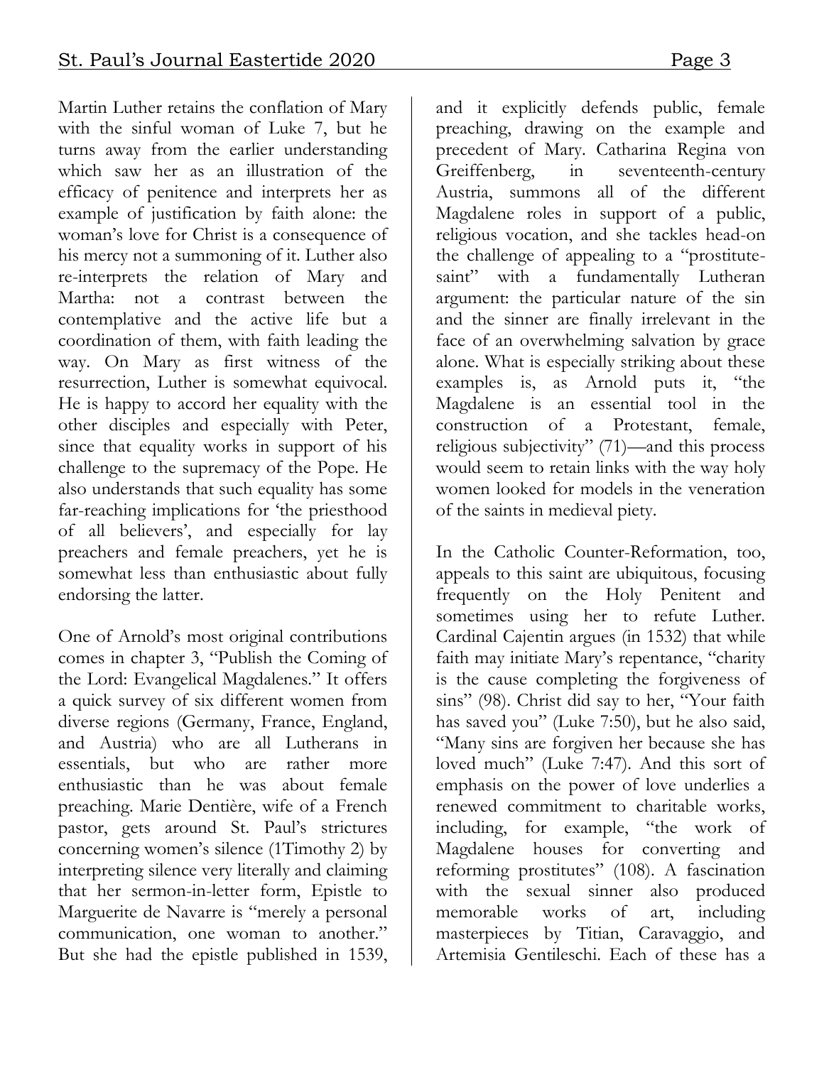Martin Luther retains the conflation of Mary with the sinful woman of Luke 7, but he turns away from the earlier understanding which saw her as an illustration of the efficacy of penitence and interprets her as example of justification by faith alone: the woman's love for Christ is a consequence of his mercy not a summoning of it. Luther also re-interprets the relation of Mary and Martha: not a contrast between the contemplative and the active life but a coordination of them, with faith leading the way. On Mary as first witness of the resurrection, Luther is somewhat equivocal. He is happy to accord her equality with the other disciples and especially with Peter, since that equality works in support of his challenge to the supremacy of the Pope. He also understands that such equality has some far-reaching implications for 'the priesthood of all believers', and especially for lay preachers and female preachers, yet he is somewhat less than enthusiastic about fully endorsing the latter.

One of Arnold's most original contributions comes in chapter 3, "Publish the Coming of the Lord: Evangelical Magdalenes." It offers a quick survey of six different women from diverse regions (Germany, France, England, and Austria) who are all Lutherans in essentials, but who are rather more enthusiastic than he was about female preaching. Marie Dentière, wife of a French pastor, gets around St. Paul's strictures concerning women's silence (1Timothy 2) by interpreting silence very literally and claiming that her sermon-in-letter form, Epistle to Marguerite de Navarre is "merely a personal communication, one woman to another." But she had the epistle published in 1539, and it explicitly defends public, female preaching, drawing on the example and precedent of Mary. Catharina Regina von Greiffenberg, in seventeenth-century Austria, summons all of the different Magdalene roles in support of a public, religious vocation, and she tackles head-on the challenge of appealing to a "prostitute-saint" with a fundamentally Lutheran argument: the particular nature of the sin and the sinner are finally irrelevant in the face of an overwhelming salvation by grace alone. What is especially striking about these examples is, as Arnold puts it, "the Magdalene is an essential tool in the construction of a Protestant, female, religious subjectivity" (71)—and this process would seem to retain links with the way holy women looked for models in the veneration of the saints in medieval piety.

In the Catholic Counter-Reformation, too, appeals to this saint are ubiquitous, focusing frequently on the Holy Penitent and sometimes using her to refute Luther. Cardinal Cajentin argues (in 1532) that while faith may initiate Mary's repentance, "charity is the cause completing the forgiveness of sins" (98). Christ did say to her, "Your faith has saved you" (Luke 7:50), but he also said, "Many sins are forgiven her because she has loved much" (Luke 7:47). And this sort of emphasis on the power of love underlies a renewed commitment to charitable works, including, for example, "the work of Magdalene houses for converting and reforming prostitutes" (108). A fascination with the sexual sinner also produced memorable works of art, including masterpieces by Titian, Caravaggio, and Artemisia Gentileschi. Each of these has a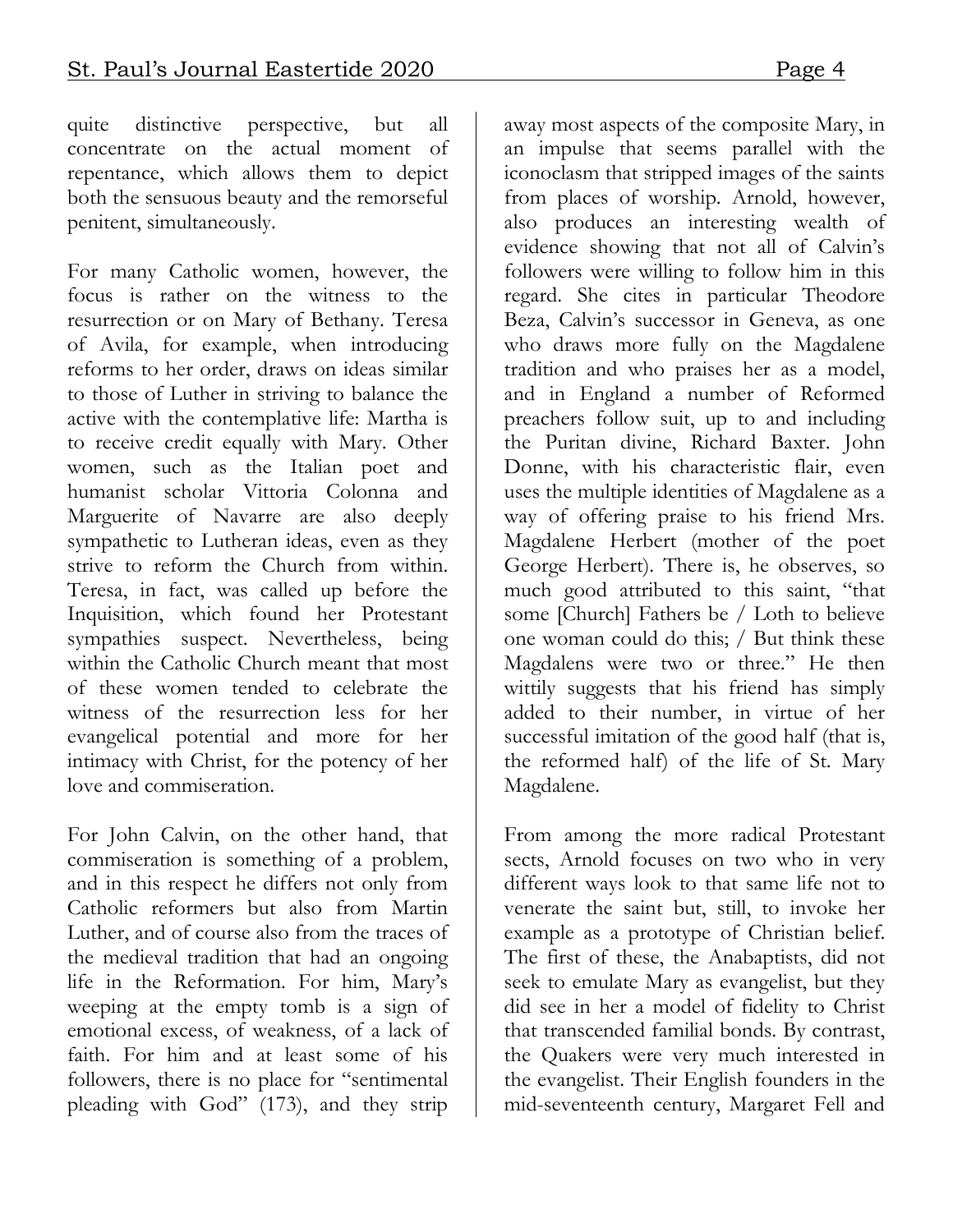quite distinctive perspective, but all concentrate on the actual moment of repentance, which allows them to depict both the sensuous beauty and the remorseful penitent, simultaneously.

For many Catholic women, however, the focus is rather on the witness to the resurrection or on Mary of Bethany. Teresa of Avila, for example, when introducing reforms to her order, draws on ideas similar to those of Luther in striving to balance the active with the contemplative life: Martha is to receive credit equally with Mary. Other women, such as the Italian poet and humanist scholar Vittoria Colonna and Marguerite of Navarre are also deeply sympathetic to Lutheran ideas, even as they strive to reform the Church from within. Teresa, in fact, was called up before the Inquisition, which found her Protestant sympathies suspect. Nevertheless, being within the Catholic Church meant that most of these women tended to celebrate the witness of the resurrection less for her evangelical potential and more for her intimacy with Christ, for the potency of her love and commiseration.

For John Calvin, on the other hand, that commiseration is something of a problem, and in this respect he differs not only from Catholic reformers but also from Martin Luther, and of course also from the traces of the medieval tradition that had an ongoing life in the Reformation. For him, Mary's weeping at the empty tomb is a sign of emotional excess, of weakness, of a lack of faith. For him and at least some of his followers, there is no place for "sentimental pleading with God" (173), and they strip away most aspects of the composite Mary, in an impulse that seems parallel with the iconoclasm that stripped images of the saints from places of worship. Arnold, however, also produces an interesting wealth of evidence showing that not all of Calvin's followers were willing to follow him in this regard. She cites in particular Theodore Beza, Calvin's successor in Geneva, as one who draws more fully on the Magdalene tradition and who praises her as a model, and in England a number of Reformed preachers follow suit, up to and including the Puritan divine, Richard Baxter. John Donne, with his characteristic flair, even uses the multiple identities of Magdalene as a way of offering praise to his friend Mrs. Magdalene Herbert (mother of the poet George Herbert). There is, he observes, so much good attributed to this saint, "that some [Church] Fathers be / Loth to believe one woman could do this; / But think these Magdalens were two or three." He then wittily suggests that his friend has simply added to their number, in virtue of her successful imitation of the good half (that is, the reformed half) of the life of St. Mary Magdalene.

From among the more radical Protestant sects, Arnold focuses on two who in very different ways look to that same life not to venerate the saint but, still, to invoke her example as a prototype of Christian belief. The first of these, the Anabaptists, did not seek to emulate Mary as evangelist, but they did see in her a model of fidelity to Christ that transcended familial bonds. By contrast, the Quakers were very much interested in the evangelist. Their English founders in the mid-seventeenth century, Margaret Fell and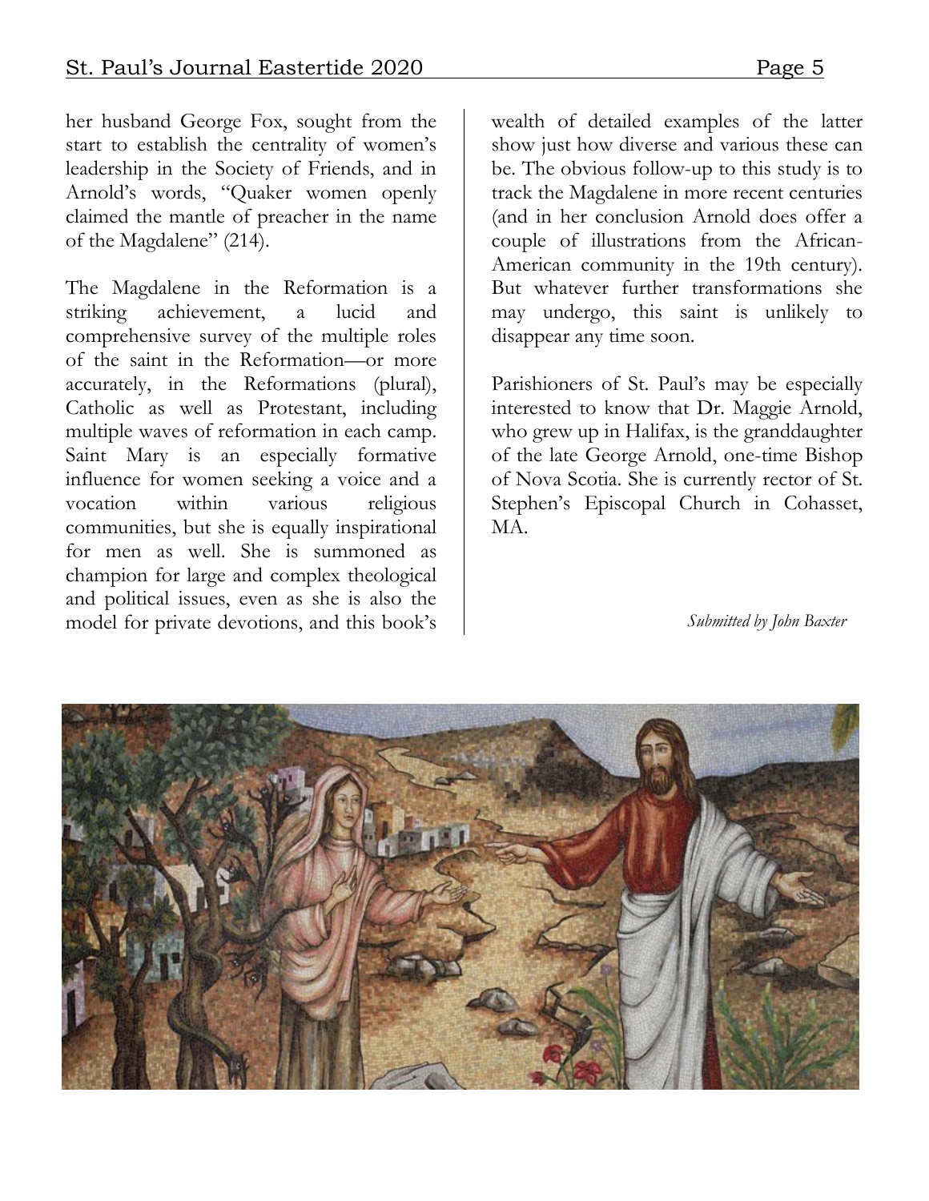her husband George Fox, sought from the start to establish the centrality of women's leadership in the Society of Friends, and in Arnold's words, "Quaker women openly claimed the mantle of preacher in the name of the Magdalene" (214).

The Magdalene in the Reformation is a striking achievement, a lucid and comprehensive survey of the multiple roles of the saint in the Reformation—or more accurately, in the Reformations (plural), Catholic as well as Protestant, including multiple waves of reformation in each camp. Saint Mary is an especially formative influence for women seeking a voice and a vocation within various religious communities, but she is equally inspirational for men as well. She is summoned as champion for large and complex theological and political issues, even as she is also the model for private devotions, and this book's wealth of detailed examples of the latter show just how diverse and various these can be. The obvious follow-up to this study is to track the Magdalene in more recent centuries (and in her conclusion Arnold does offer a couple of illustrations from the African-American community in the 19th century). But whatever further transformations she may undergo, this saint is unlikely to disappear any time soon.

Parishioners of St. Paul's may be especially interested to know that Dr. Maggie Arnold, who grew up in Halifax, is the granddaughter of the late George Arnold, one-time Bishop of Nova Scotia. She is currently rector of St. Stephen's Episcopal Church in Cohasset, MA.

*Submitted by John Baxter*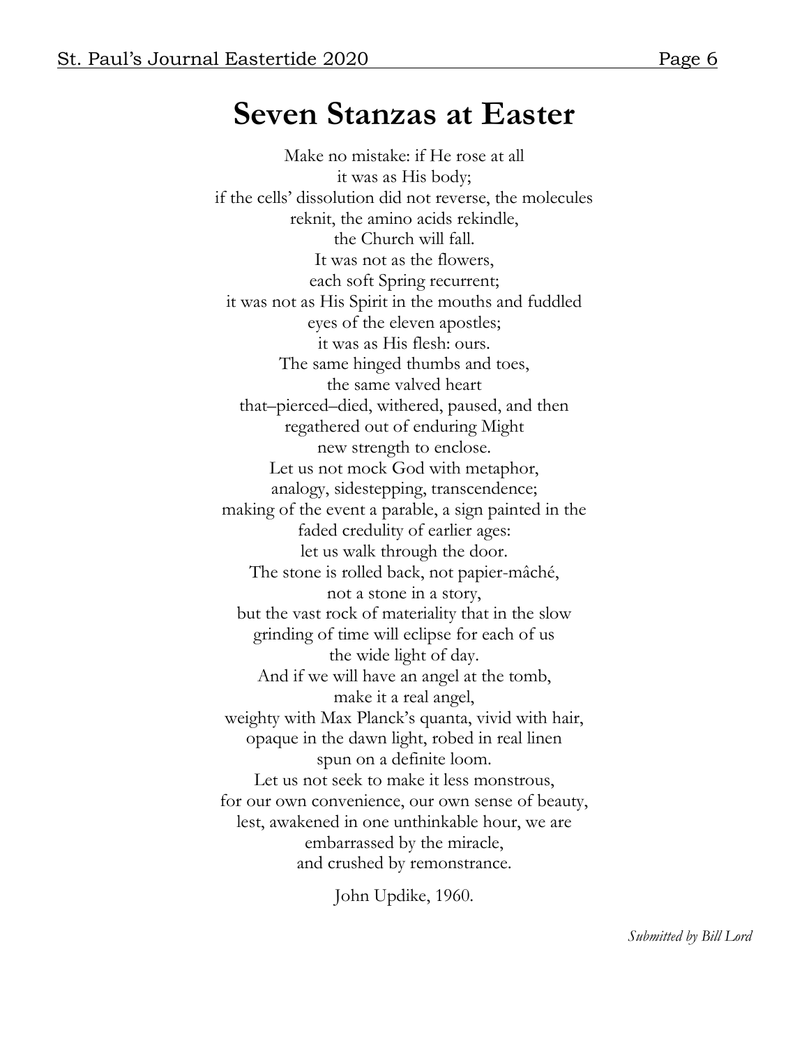# Seven Stanzas at Easter

Make no mistake: if He rose at all  
it was as His body;  
if the cells' dissolution did not reverse, the molecules  
reknit, the amino acids rekindle,  
the Church will fall.  
It was not as the flowers,  
each soft Spring recurrent;  
it was not as His Spirit in the mouths and fuddled  
eyes of the eleven apostles;  
it was as His flesh: ours.  
The same hinged thumbs and toes,  
the same valved heart  
that–pierced–died, withered, paused, and then  
regathered out of enduring Might  
new strength to enclose.  
Let us not mock God with metaphor,  
analogy, sidestepping, transcendence;  
making of the event a parable, a sign painted in the  
faded credulity of earlier ages:  
let us walk through the door.  
The stone is rolled back, not papier-mâché,  
not a stone in a story,  
but the vast rock of materiality that in the slow  
grinding of time will eclipse for each of us  
the wide light of day.  
And if we will have an angel at the tomb,  
make it a real angel,  
weighty with Max Planck's quanta, vivid with hair,  
opaque in the dawn light, robed in real linen  
spun on a definite loom.  
Let us not seek to make it less monstrous,  
for our own convenience, our own sense of beauty,  
lest, awakened in one unthinkable hour, we are  
embarrassed by the miracle,  
and crushed by remonstrance.

John Updike, 1960.

*Submitted by Bill Lord*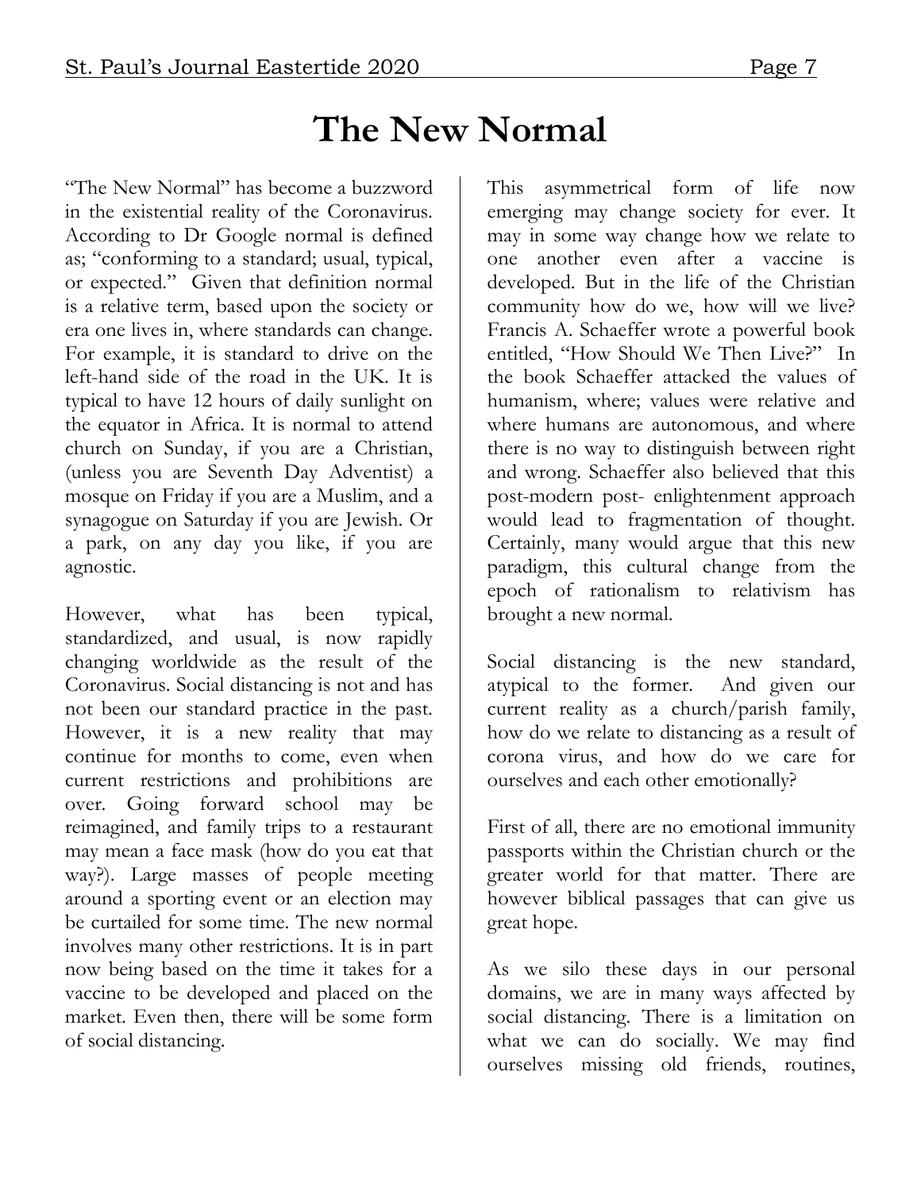# The New Normal

"The New Normal" has become a buzzword in the existential reality of the Coronavirus. According to Dr Google normal is defined as; "conforming to a standard; usual, typical, or expected." Given that definition normal is a relative term, based upon the society or era one lives in, where standards can change. For example, it is standard to drive on the left-hand side of the road in the UK. It is typical to have 12 hours of daily sunlight on the equator in Africa. It is normal to attend church on Sunday, if you are a Christian, (unless you are Seventh Day Adventist) a mosque on Friday if you are a Muslim, and a synagogue on Saturday if you are Jewish. Or a park, on any day you like, if you are agnostic.

However, what has been typical, standardized, and usual, is now rapidly changing worldwide as the result of the Coronavirus. Social distancing is not and has not been our standard practice in the past. However, it is a new reality that may continue for months to come, even when current restrictions and prohibitions are over. Going forward school may be reimagined, and family trips to a restaurant may mean a face mask (how do you eat that way?). Large masses of people meeting around a sporting event or an election may be curtailed for some time. The new normal involves many other restrictions. It is in part now being based on the time it takes for a vaccine to be developed and placed on the market. Even then, there will be some form of social distancing.

This asymmetrical form of life now emerging may change society for ever. It may in some way change how we relate to one another even after a vaccine is developed. But in the life of the Christian community how do we, how will we live? Francis A. Schaeffer wrote a powerful book entitled, "How Should We Then Live?" In the book Schaeffer attacked the values of humanism, where; values were relative and where humans are autonomous, and where there is no way to distinguish between right and wrong. Schaeffer also believed that this post-modern post- enlightenment approach would lead to fragmentation of thought. Certainly, many would argue that this new paradigm, this cultural change from the epoch of rationalism to relativism has brought a new normal.

Social distancing is the new standard, atypical to the former. And given our current reality as a church/parish family, how do we relate to distancing as a result of corona virus, and how do we care for ourselves and each other emotionally?

First of all, there are no emotional immunity passports within the Christian church or the greater world for that matter. There are however biblical passages that can give us great hope.

As we silo these days in our personal domains, we are in many ways affected by social distancing. There is a limitation on what we can do socially. We may find ourselves missing old friends, routines,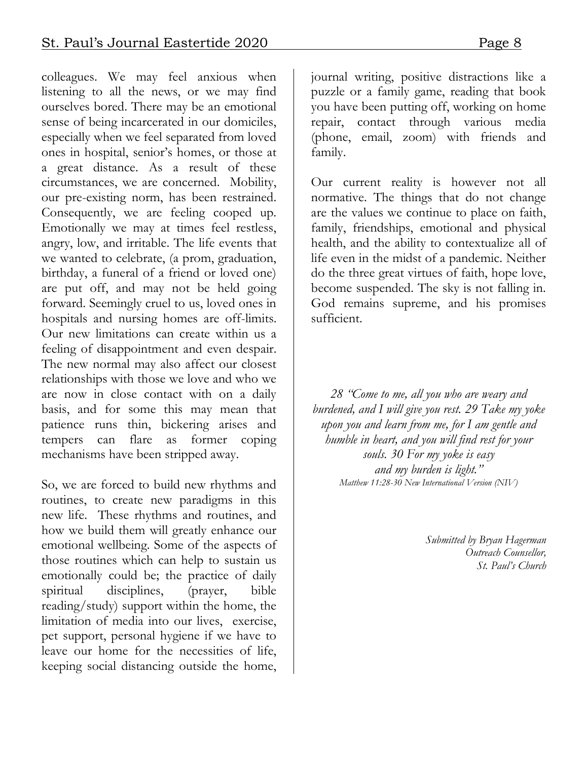colleagues. We may feel anxious when listening to all the news, or we may find ourselves bored. There may be an emotional sense of being incarcerated in our domiciles, especially when we feel separated from loved ones in hospital, senior's homes, or those at a great distance. As a result of these circumstances, we are concerned. Mobility, our pre-existing norm, has been restrained. Consequently, we are feeling cooped up. Emotionally we may at times feel restless, angry, low, and irritable. The life events that we wanted to celebrate, (a prom, graduation, birthday, a funeral of a friend or loved one) are put off, and may not be held going forward. Seemingly cruel to us, loved ones in hospitals and nursing homes are off-limits. Our new limitations can create within us a feeling of disappointment and even despair. The new normal may also affect our closest relationships with those we love and who we are now in close contact with on a daily basis, and for some this may mean that patience runs thin, bickering arises and tempers can flare as former coping mechanisms have been stripped away.

So, we are forced to build new rhythms and routines, to create new paradigms in this new life. These rhythms and routines, and how we build them will greatly enhance our emotional wellbeing. Some of the aspects of those routines which can help to sustain us emotionally could be; the practice of daily spiritual disciplines, (prayer, bible reading/study) support within the home, the limitation of media into our lives, exercise, pet support, personal hygiene if we have to leave our home for the necessities of life, keeping social distancing outside the home, journal writing, positive distractions like a puzzle or a family game, reading that book you have been putting off, working on home repair, contact through various media (phone, email, zoom) with friends and family.

Our current reality is however not all normative. The things that do not change are the values we continue to place on faith, family, friendships, emotional and physical health, and the ability to contextualize all of life even in the midst of a pandemic. Neither do the three great virtues of faith, hope love, become suspended. The sky is not falling in. God remains supreme, and his promises sufficient.

*28 "Come to me, all you who are weary and burdened, and I will give you rest. 29 Take my yoke upon you and learn from me, for I am gentle and humble in heart, and you will find rest for your souls. 30 For my yoke is easy and my burden is light."*
*Matthew 11:28-30 New International Version (NIV)*

*Submitted by Bryan Hagerman*
*Outreach Counsellor,*
*St. Paul's Church*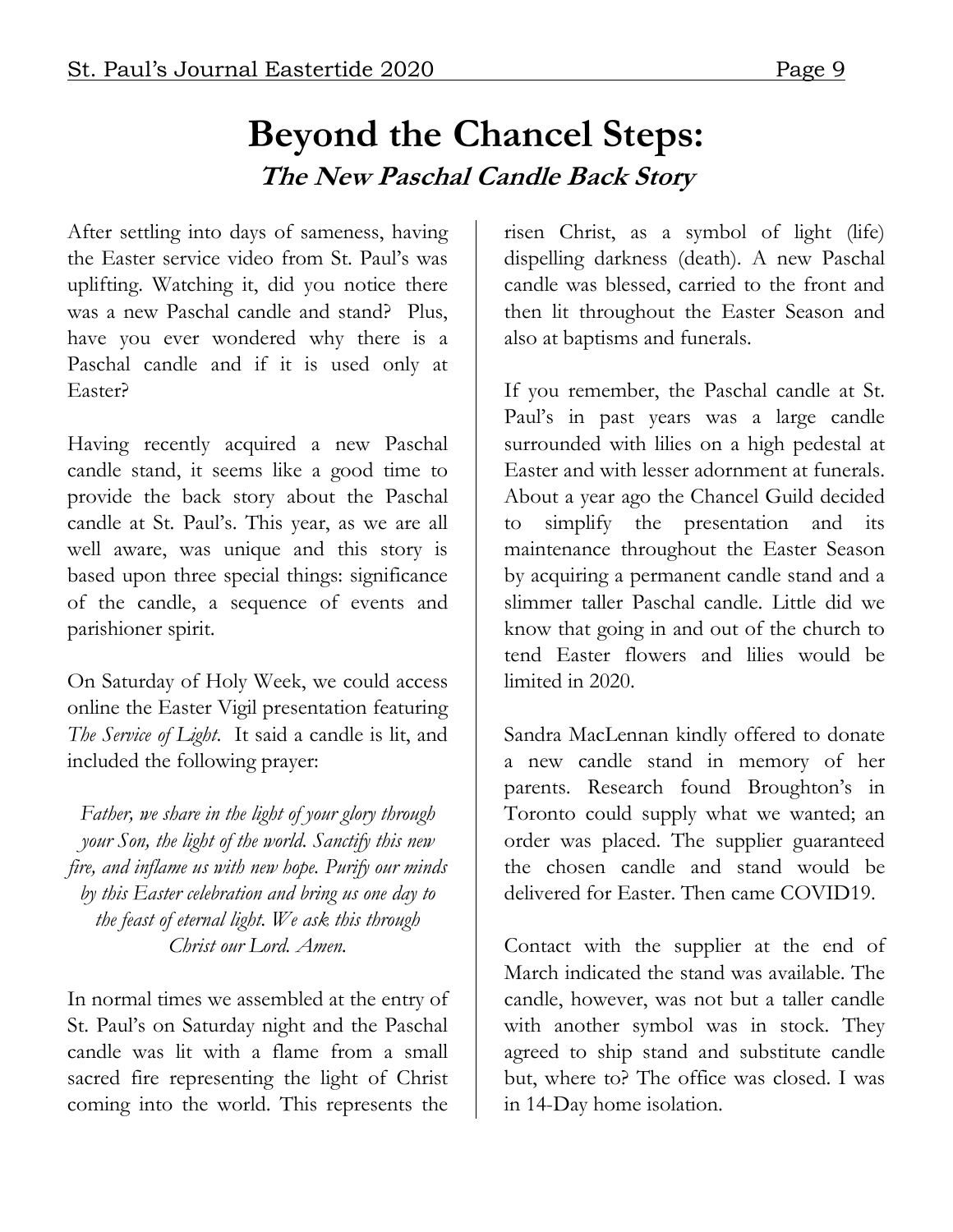# Beyond the Chancel Steps:

## *The New Paschal Candle Back Story*

After settling into days of sameness, having the Easter service video from St. Paul's was uplifting. Watching it, did you notice there was a new Paschal candle and stand? Plus, have you ever wondered why there is a Paschal candle and if it is used only at Easter?

Having recently acquired a new Paschal candle stand, it seems like a good time to provide the back story about the Paschal candle at St. Paul's. This year, as we are all well aware, was unique and this story is based upon three special things: significance of the candle, a sequence of events and parishioner spirit.

On Saturday of Holy Week, we could access online the Easter Vigil presentation featuring *The Service of Light*. It said a candle is lit, and included the following prayer:

*Father, we share in the light of your glory through your Son, the light of the world. Sanctify this new fire, and inflame us with new hope. Purify our minds by this Easter celebration and bring us one day to the feast of eternal light. We ask this through Christ our Lord. Amen.*

In normal times we assembled at the entry of St. Paul's on Saturday night and the Paschal candle was lit with a flame from a small sacred fire representing the light of Christ coming into the world. This represents the risen Christ, as a symbol of light (life) dispelling darkness (death). A new Paschal candle was blessed, carried to the front and then lit throughout the Easter Season and also at baptisms and funerals.

If you remember, the Paschal candle at St. Paul's in past years was a large candle surrounded with lilies on a high pedestal at Easter and with lesser adornment at funerals. About a year ago the Chancel Guild decided to simplify the presentation and its maintenance throughout the Easter Season by acquiring a permanent candle stand and a slimmer taller Paschal candle. Little did we know that going in and out of the church to tend Easter flowers and lilies would be limited in 2020.

Sandra MacLennan kindly offered to donate a new candle stand in memory of her parents. Research found Broughton's in Toronto could supply what we wanted; an order was placed. The supplier guaranteed the chosen candle and stand would be delivered for Easter. Then came COVID19.

Contact with the supplier at the end of March indicated the stand was available. The candle, however, was not but a taller candle with another symbol was in stock. They agreed to ship stand and substitute candle but, where to? The office was closed. I was in 14-Day home isolation.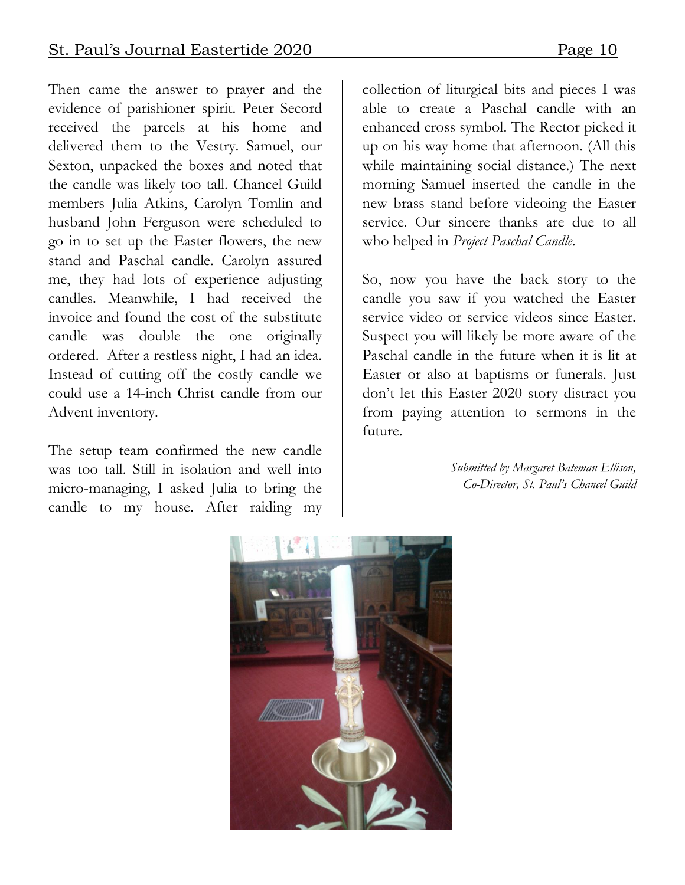Then came the answer to prayer and the evidence of parishioner spirit. Peter Secord received the parcels at his home and delivered them to the Vestry. Samuel, our Sexton, unpacked the boxes and noted that the candle was likely too tall. Chancel Guild members Julia Atkins, Carolyn Tomlin and husband John Ferguson were scheduled to go in to set up the Easter flowers, the new stand and Paschal candle. Carolyn assured me, they had lots of experience adjusting candles. Meanwhile, I had received the invoice and found the cost of the substitute candle was double the one originally ordered. After a restless night, I had an idea. Instead of cutting off the costly candle we could use a 14-inch Christ candle from our Advent inventory.

The setup team confirmed the new candle was too tall. Still in isolation and well into micro-managing, I asked Julia to bring the candle to my house. After raiding my collection of liturgical bits and pieces I was able to create a Paschal candle with an enhanced cross symbol. The Rector picked it up on his way home that afternoon. (All this while maintaining social distance.) The next morning Samuel inserted the candle in the new brass stand before videoing the Easter service. Our sincere thanks are due to all who helped in *Project Paschal Candle*.

So, now you have the back story to the candle you saw if you watched the Easter service video or service videos since Easter. Suspect you will likely be more aware of the Paschal candle in the future when it is lit at Easter or also at baptisms or funerals. Just don't let this Easter 2020 story distract you from paying attention to sermons in the future.

*Submitted by Margaret Bateman Ellison,*
*Co-Director, St. Paul's Chancel Guild*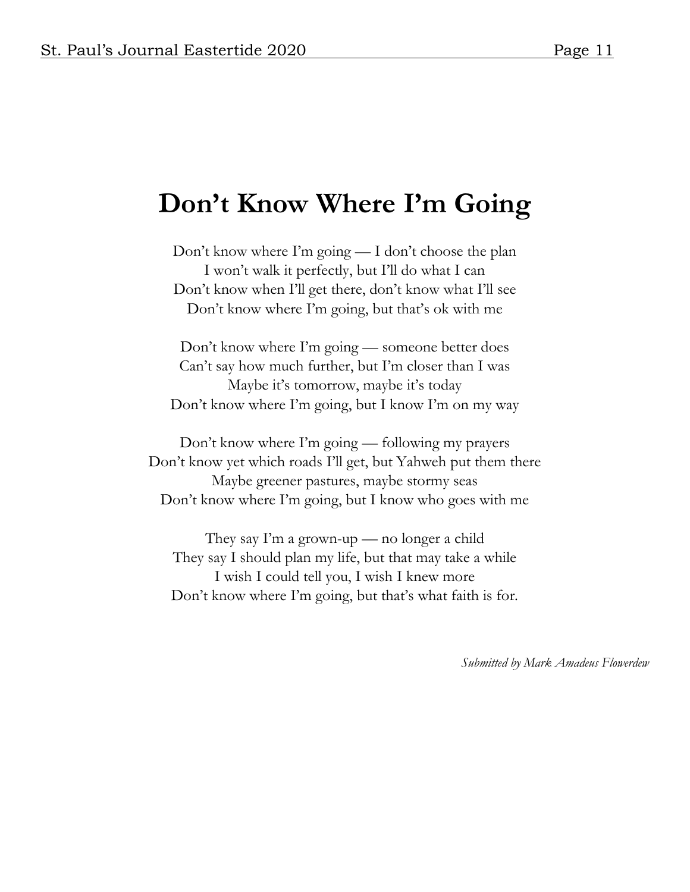# Don't Know Where I'm Going

Don't know where I'm going — I don't choose the plan  
I won't walk it perfectly, but I'll do what I can  
Don't know when I'll get there, don't know what I'll see  
Don't know where I'm going, but that's ok with me

Don't know where I'm going — someone better does  
Can't say how much further, but I'm closer than I was  
Maybe it's tomorrow, maybe it's today  
Don't know where I'm going, but I know I'm on my way

Don't know where I'm going — following my prayers  
Don't know yet which roads I'll get, but Yahweh put them there  
Maybe greener pastures, maybe stormy seas  
Don't know where I'm going, but I know who goes with me

They say I'm a grown-up — no longer a child  
They say I should plan my life, but that may take a while  
I wish I could tell you, I wish I knew more  
Don't know where I'm going, but that's what faith is for.

*Submitted by Mark Amadeus Flowerdew*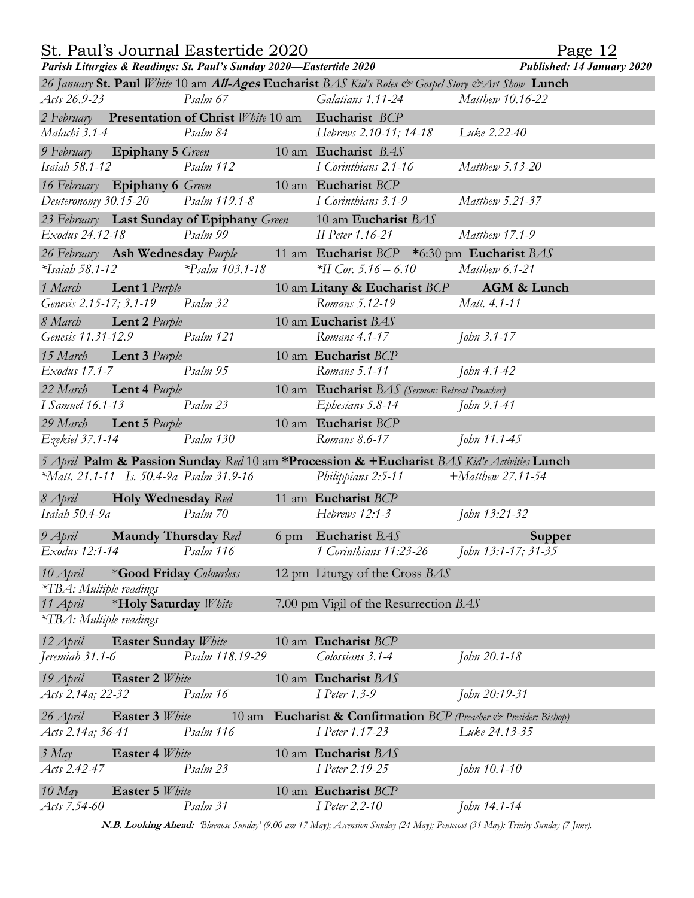**Parish Liturgies & Readings: St. Paul's Sunday 2020—Eastertide 2020** *Published: 14 January 2020*

| | | | |
|---|---|---|---|
| *26 January* **St. Paul** *White* 10 am ***All-Ages*** **Eucharist** *BAS Kid's Roles & Gospel Story &Art Show* **Lunch** | | | |
| *Acts 26.9-23* | *Psalm 67* | *Galatians 1.11-24* | *Matthew 10.16-22* |
| *2 February* **Presentation of Christ** *White* 10 am | | **Eucharist** *BCP* | |
| *Malachi 3.1-4* | *Psalm 84* | *Hebrews 2.10-11; 14-18* | *Luke 2.22-40* |
| *9 February* **Epiphany 5** *Green* | | 10 am **Eucharist** *BAS* | |
| *Isaiah 58.1-12* | *Psalm 112* | *I Corinthians 2.1-16* | *Matthew 5.13-20* |
| *16 February* **Epiphany 6** *Green* | | 10 am **Eucharist** *BCP* | |
| *Deuteronomy 30.15-20* | *Psalm 119.1-8* | *I Corinthians 3.1-9* | *Matthew 5.21-37* |
| *23 February* **Last Sunday of Epiphany** *Green* | | 10 am **Eucharist** *BAS* | |
| *Exodus 24.12-18* | *Psalm 99* | *II Peter 1.16-21* | *Matthew 17.1-9* |
| *26 February* **Ash Wednesday** *Purple* | | 11 am **Eucharist** *BCP* **\***6:30 pm **Eucharist** *BAS* | |
| *\*Isaiah 58.1-12* | *\*Psalm 103.1-18* | *\*II Cor. 5.16 – 6.10* | *Matthew 6.1-21* |
| *1 March* **Lent 1** *Purple* | | 10 am **Litany & Eucharist** *BCP* | **AGM & Lunch** |
| *Genesis 2.15-17; 3.1-19* | *Psalm 32* | *Romans 5.12-19* | *Matt. 4.1-11* |
| *8 March* **Lent 2** *Purple* | | 10 am **Eucharist** *BAS* | |
| *Genesis 11.31-12.9* | *Psalm 121* | *Romans 4.1-17* | *John 3.1-17* |
| *15 March* **Lent 3** *Purple* | | 10 am **Eucharist** *BCP* | |
| *Exodus 17.1-7* | *Psalm 95* | *Romans 5.1-11* | *John 4.1-42* |
| *22 March* **Lent 4** *Purple* | | 10 am **Eucharist** *BAS (Sermon: Retreat Preacher)* | |
| *I Samuel 16.1-13* | *Psalm 23* | *Ephesians 5.8-14* | *John 9.1-41* |
| *29 March* **Lent 5** *Purple* | | 10 am **Eucharist** *BCP* | |
| *Ezekiel 37.1-14* | *Psalm 130* | *Romans 8.6-17* | *John 11.1-45* |
| *5 April* **Palm & Passion Sunday** *Red* 10 am **\*Procession & +Eucharist** *BAS Kid's Activities* **Lunch** | | | |
| *\*Matt. 21.1-11 Is. 50.4-9a Psalm 31.9-16* | | *Philippians 2:5-11* | *+Matthew 27.11-54* |
| *8 April* **Holy Wednesday** *Red* | | 11 am **Eucharist** *BCP* | |
| *Isaiah 50.4-9a* | *Psalm 70* | *Hebrews 12:1-3* | *John 13:21-32* |
| *9 April* **Maundy Thursday** *Red* | | 6 pm **Eucharist** *BAS* | **Supper** |
| *Exodus 12:1-14* | *Psalm 116* | *1 Corinthians 11:23-26* | *John 13:1-17; 31-35* |
| *10 April* \***Good Friday** *Colourless* | | 12 pm Liturgy of the Cross *BAS* | |
| *\*TBA: Multiple readings* | | | |
| *11 April* \***Holy Saturday** *White* | | 7.00 pm Vigil of the Resurrection *BAS* | |
| *\*TBA: Multiple readings* | | | |
| *12 April* **Easter Sunday** *White* | | 10 am **Eucharist** *BCP* | |
| *Jeremiah 31.1-6* | *Psalm 118.19-29* | *Colossians 3.1-4* | *John 20.1-18* |
| *19 April* **Easter 2** *White* | | 10 am **Eucharist** *BAS* | |
| *Acts 2.14a; 22-32* | *Psalm 16* | *I Peter 1.3-9* | *John 20:19-31* |
| *26 April* **Easter 3** *White* 10 am | | **Eucharist & Confirmation** *BCP (Preacher & Presider: Bishop)* | |
| *Acts 2.14a; 36-41* | *Psalm 116* | *I Peter 1.17-23* | *Luke 24.13-35* |
| *3 May* **Easter 4** *White* | | 10 am **Eucharist** *BAS* | |
| *Acts 2.42-47* | *Psalm 23* | *I Peter 2.19-25* | *John 10.1-10* |
| *10 May* **Easter 5** *White* | | 10 am **Eucharist** *BCP* | |
| *Acts 7.54-60* | *Psalm 31* | *I Peter 2.2-10* | *John 14.1-14* |

***N.B. Looking Ahead:*** *'Bluenose Sunday' (9.00 am 17 May); Ascension Sunday (24 May); Pentecost (31 May): Trinity Sunday (7 June).*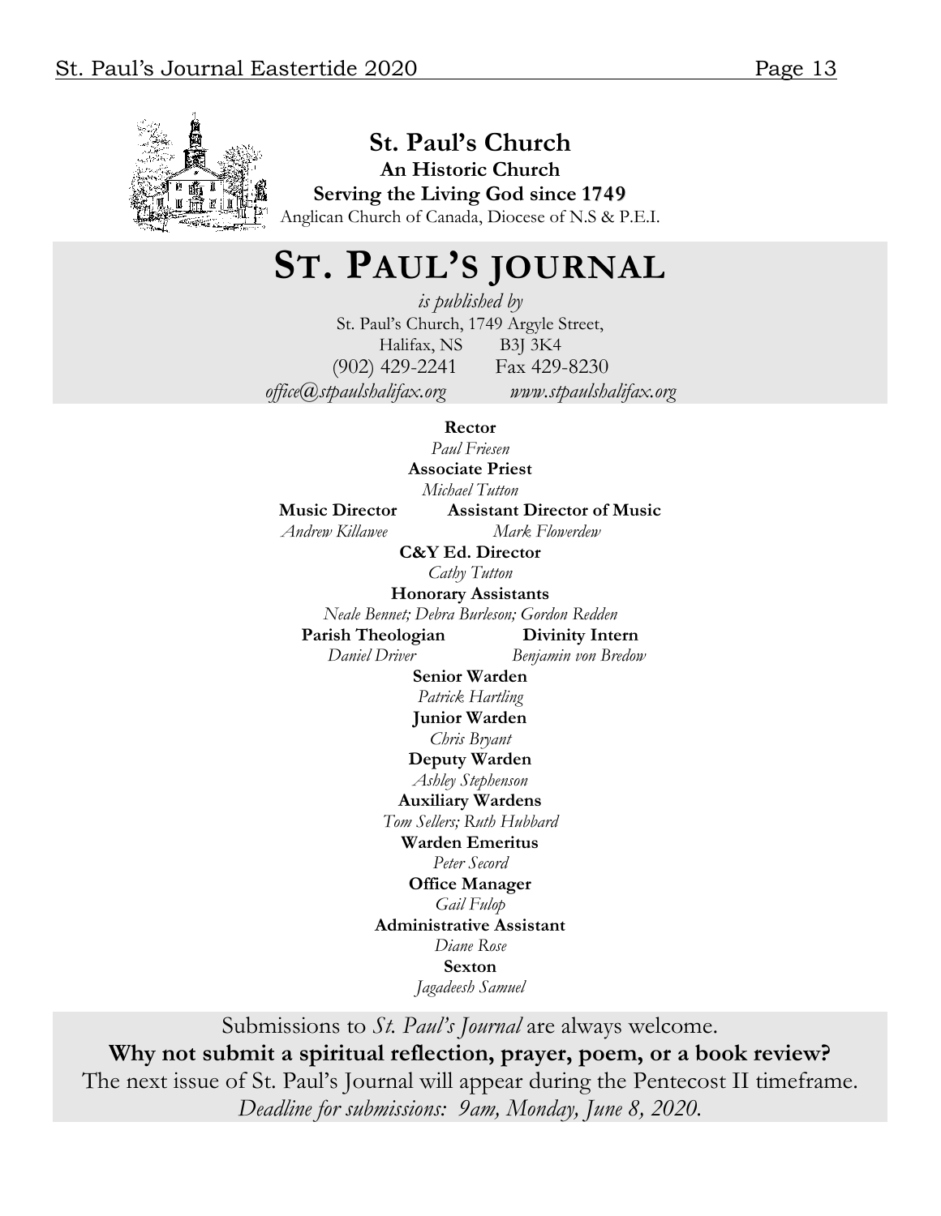**St. Paul's Church**
**An Historic Church**
**Serving the Living God since 1749**
Anglican Church of Canada, Diocese of N.S & P.E.I.

# ST. PAUL'S JOURNAL

*is published by*
St. Paul's Church, 1749 Argyle Street,
Halifax, NS B3J 3K4
(902) 429-2241 Fax 429-8230
*office@stpaulshalifax.org* *www.stpaulshalifax.org*

**Rector**
*Paul Friesen*

**Associate Priest**
*Michael Tutton*

**Music Director**
*Andrew Killawee*

**Assistant Director of Music**
*Mark Flowerdew*

**C&Y Ed. Director**
*Cathy Tutton*

**Honorary Assistants**
*Neale Bennet; Debra Burleson; Gordon Redden*

**Parish Theologian**
*Daniel Driver*

**Divinity Intern**
*Benjamin von Bredow*

**Senior Warden**
*Patrick Hartling*

**Junior Warden**
*Chris Bryant*

**Deputy Warden**
*Ashley Stephenson*

**Auxiliary Wardens**
*Tom Sellers; Ruth Hubbard*

**Warden Emeritus**
*Peter Secord*

**Office Manager**
*Gail Fulop*

**Administrative Assistant**
*Diane Rose*

**Sexton**
*Jagadeesh Samuel*

Submissions to *St. Paul's Journal* are always welcome.
**Why not submit a spiritual reflection, prayer, poem, or a book review?**
The next issue of St. Paul's Journal will appear during the Pentecost II timeframe.
*Deadline for submissions: 9am, Monday, June 8, 2020.*